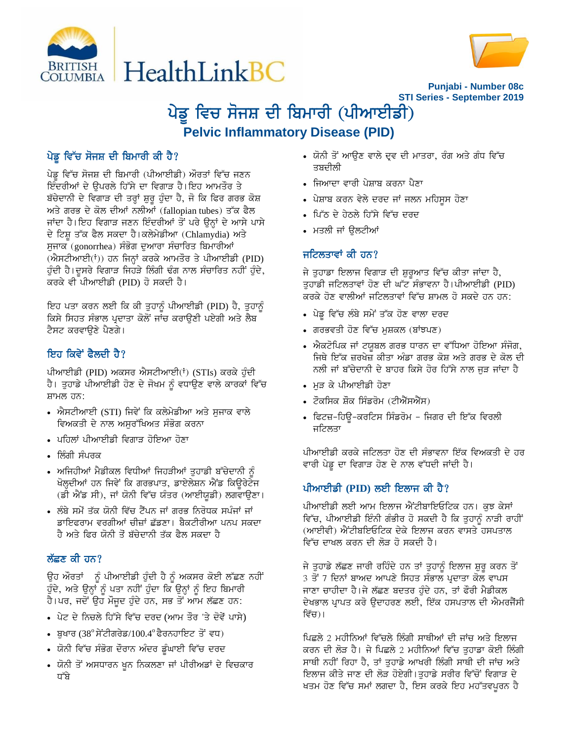Punjabi - Number 08c
STI Series - September 2019

# ਪੇਡੂ ਵਿਚ ਸੋਜਸ਼ ਦੀ ਬਿਮਾਰੀ (ਪੀਆਈਡੀ)
## Pelvic Inflammatory Disease (PID)

### ਪੇਡੂ ਵਿੱਚ ਸੋਜਸ਼ ਦੀ ਬਿਮਾਰੀ ਕੀ ਹੈ?

ਪੇਡੂ ਵਿੱਚ ਸੋਜਸ਼ ਦੀ ਬਿਮਾਰੀ (ਪੀਆਈਡੀ) ਔਰਤਾਂ ਵਿੱਚ ਜਣਨ ਇੰਦਰੀਆਂ ਦੇ ਉਪਰਲੇ ਹਿੱਸੇ ਦਾ ਵਿਗਾੜ ਹੈ। ਇਹ ਆਮਤੌਰ ਤੇ ਬੱਚੇਦਾਨੀ ਦੇ ਵਿਗਾੜ ਦੀ ਤਰ੍ਹਾਂ ਸ਼ੁਰੂ ਹੁੰਦਾ ਹੈ, ਜੋ ਕਿ ਫਿਰ ਗਰਭ ਕੋਸ਼ ਅਤੇ ਗਰਭ ਦੇ ਕੋਲ ਦੀਆਂ ਨਲੀਆਂ (fallopian tubes) ਤੱਕ ਫੈਲ ਜਾਂਦਾ ਹੈ। ਇਹ ਵਿਗਾੜ ਜਣਨ ਇੰਦਰੀਆਂ ਤੋਂ ਪਰੇ ਉਨ੍ਹਾਂ ਦੇ ਆਸੇ ਪਾਸੇ ਦੇ ਟਿਸ਼ੂ ਤੱਕ ਫੈਲ ਸਕਦਾ ਹੈ। ਕਲੇਮੇਡੀਆ (Chlamydia) ਅਤੇ ਸੁਜਾਕ (gonorrhea) ਸੰਭੋਗ ਦੁਆਰਾ ਸੰਚਾਰਿਤ ਬਿਮਾਰੀਆਂ (ਐਸਟੀਆਈ(ਂ)) ਹਨ ਜਿਨ੍ਹਾਂ ਕਰਕੇ ਆਮਤੌਰ ਤੇ ਪੀਆਈਡੀ (PID) ਹੁੰਦੀ ਹੈ। ਦੂਸਰੇ ਵਿਗਾੜ ਜਿਹੜੇ ਲਿੰਗੀ ਢੰਗ ਨਾਲ ਸੰਚਾਰਿਤ ਨਹੀਂ ਹੁੰਦੇ, ਕਰਕੇ ਵੀ ਪੀਆਈਡੀ (PID) ਹੋ ਸਕਦੀ ਹੈ।

ਇਹ ਪਤਾ ਕਰਨ ਲਈ ਕਿ ਕੀ ਤੁਹਾਨੂੰ ਪੀਆਈਡੀ (PID) ਹੈ, ਤੁਹਾਨੂੰ ਕਿਸੇ ਸਿਹਤ ਸੰਭਾਲ ਪ੍ਰਦਾਤਾ ਕੋਲੋਂ ਜਾਂਚ ਕਰਾਉਣੀ ਪਏਗੀ ਅਤੇ ਲੈਬ ਟੈਸਟ ਕਰਵਾਉਣੇ ਪੈਣਗੇ।

### ਇਹ ਕਿਵੇਂ ਫੈਲਦੀ ਹੈ?

ਪੀਆਈਡੀ (PID) ਅਕਸਰ ਐਸਟੀਆਈ(ਂ) (STIs) ਕਰਕੇ ਹੁੰਦੀ ਹੈ। ਤੁਹਾਡੇ ਪੀਆਈਡੀ ਹੋਣ ਦੇ ਜੋਖਮ ਨੂੰ ਵਧਾਉਣ ਵਾਲੇ ਕਾਰਕਾਂ ਵਿੱਚ ਸ਼ਾਮਲ ਹਨ:

- ਐਸਟੀਆਈ (STI) ਜਿਵੇਂ ਕਿ ਕਲੇਮੇਡੀਆ ਅਤੇ ਸੁਜਾਕ ਵਾਲੇ ਵਿਅਕਤੀ ਦੇ ਨਾਲ ਅਸੁਰੱਖਿਅਤ ਸੰਭੋਗ ਕਰਨਾ
- ਪਹਿਲਾਂ ਪੀਆਈਡੀ ਵਿਗਾੜ ਹੋਇਆ ਹੋਣਾ
- ਲਿੰਗੀ ਸੰਪਰਕ
- ਅਜਿਹੀਆਂ ਮੈਡੀਕਲ ਵਿਧੀਆਂ ਜਿਹੜੀਆਂ ਤੁਹਾਡੀ ਬੱਚੇਦਾਨੀ ਨੂੰ ਖੋਲ੍ਹਦੀਆਂ ਹਨ ਜਿਵੇਂ ਕਿ ਗਰਭਪਾਤ, ਡਾਇਲੇਸ਼ਨ ਐਂਡ ਕਿਉਰੇਟੇਜ (ਡੀ ਐਂਡ ਸੀ), ਜਾਂ ਯੋਨੀ ਵਿੱਚ ਯੰਤਰ (ਆਈਯੂਡੀ) ਲਗਵਾਉਣਾ।
- ਲੰਬੇ ਸਮੇਂ ਤੱਕ ਯੋਨੀ ਵਿੱਚ ਟੈਂਪਨ ਜਾਂ ਗਰਭ ਨਿਰੋਧਕ ਸਪੰਜਾਂ ਜਾਂ ਡਾਇਫਰਾਮ ਵਰਗੀਆਂ ਚੀਜ਼ਾਂ ਛੱਡਣਾ। ਬੈਕਟੀਰੀਆ ਪਨਪ ਸਕਦਾ ਹੈ ਅਤੇ ਫਿਰ ਯੋਨੀ ਤੋਂ ਬੱਚੇਦਾਨੀ ਤੱਕ ਫੈਲ ਸਕਦਾ ਹੈ

### ਲੱਛਣ ਕੀ ਹਨ?

ਉਹ ਔਰਤਾਂ ਨੂੰ ਪੀਆਈਡੀ ਹੁੰਦੀ ਹੈ ਨੂੰ ਅਕਸਰ ਕੋਈ ਲੱਛਣ ਨਹੀਂ ਹੁੰਦੇ, ਅਤੇ ਉਨ੍ਹਾਂ ਨੂੰ ਪਤਾ ਨਹੀਂ ਹੁੰਦਾ ਕਿ ਉਨ੍ਹਾਂ ਨੂੰ ਇਹ ਬਿਮਾਰੀ ਹੈ। ਪਰ, ਜਦੋਂ ਉਹ ਮੌਜੂਦ ਹੁੰਦੇ ਹਨ, ਸਭ ਤੋਂ ਆਮ ਲੱਛਣ ਹਨ:

- ਪੇਟ ਦੇ ਨਿਚਲੇ ਹਿੱਸੇ ਵਿੱਚ ਦਰਦ (ਆਮ ਤੌਰ 'ਤੇ ਦੋਵੇਂ ਪਾਸੇ)
- ਬੁਖਾਰ (38° ਸੇਂਟੀਗਰੇਡ/100.4° ਫੈਰਨਹਾਇਟ ਤੋਂ ਵਧ)
- ਯੋਨੀ ਵਿੱਚ ਸੰਭੋਗ ਦੌਰਾਨ ਅੰਦਰ ਡੂੰਘਾਈ ਵਿੱਚ ਦਰਦ
- ਯੋਨੀ ਤੋਂ ਅਸਧਾਰਨ ਖੂਨ ਨਿਕਲਣਾ ਜਾਂ ਪੀਰੀਅਡਾਂ ਦੇ ਵਿਚਕਾਰ ਧੱਬੇ
- ਯੋਨੀ ਤੋਂ ਆਉਣ ਵਾਲੇ ਦ੍ਰਵ ਦੀ ਮਾਤਰਾ, ਰੰਗ ਅਤੇ ਗੰਧ ਵਿੱਚ ਤਬਦੀਲੀ
- ਜਿਆਦਾ ਵਾਰੀ ਪੇਸ਼ਾਬ ਕਰਨਾ ਪੈਣਾ
- ਪੇਸ਼ਾਬ ਕਰਨ ਵੇਲੇ ਦਰਦ ਜਾਂ ਜਲਨ ਮਹਿਸੂਸ ਹੋਣਾ
- ਪਿੱਠ ਦੇ ਹੇਠਲੇ ਹਿੱਸੇ ਵਿੱਚ ਦਰਦ
- ਮਤਲੀ ਜਾਂ ਉਲਟੀਆਂ

### ਜਟਿਲਤਾਵਾਂ ਕੀ ਹਨ?

ਜੇ ਤੁਹਾਡਾ ਇਲਾਜ ਵਿਗਾੜ ਦੀ ਸ਼ੁਰੂਆਤ ਵਿੱਚ ਕੀਤਾ ਜਾਂਦਾ ਹੈ, ਤੁਹਾਡੀ ਜਟਿਲਤਾਵਾਂ ਹੋਣ ਦੀ ਘੱਟ ਸੰਭਾਵਨਾ ਹੈ। ਪੀਆਈਡੀ (PID) ਕਰਕੇ ਹੋਣ ਵਾਲੀਆਂ ਜਟਿਲਤਾਵਾਂ ਵਿੱਚ ਸ਼ਾਮਲ ਹੋ ਸਕਦੇ ਹਨ ਹਨ:

- ਪੇਡੂ ਵਿੱਚ ਲੰਬੇ ਸਮੇਂ ਤੱਕ ਹੋਣ ਵਾਲਾ ਦਰਦ
- ਗਰਭਵਤੀ ਹੋਣ ਵਿੱਚ ਮੁਸ਼ਕਲ (ਬਾਂਝਪਣ)
- ਐਕਟੋਪਿਕ ਜਾਂ ਟਯੂਬਲ ਗਰਭ ਧਾਰਨ ਦਾ ਵੱਧਿਆ ਹੋਇਆ ਸੰਜੋਗ, ਜਿਥੇ ਇੱਕ ਜ਼ਰਖੇਜ਼ ਕੀਤਾ ਅੰਡਾ ਗਰਭ ਕੋਸ਼ ਅਤੇ ਗਰਭ ਦੇ ਕੋਲ ਦੀ ਨਲੀ ਜਾਂ ਬੱਚੇਦਾਨੀ ਦੇ ਬਾਹਰ ਕਿਸੇ ਹੋਰ ਹਿੱਸੇ ਨਾਲ ਜੁੜ ਜਾਂਦਾ ਹੈ
- ਮੁੜ ਕੇ ਪੀਆਈਡੀ ਹੋਣਾ
- ਟੌਕਸਿਕ ਸ਼ੌਕ ਸਿੰਡਰੋਮ (ਟੀਐੱਸਐੱਸ)
- ਫਿਟਜ਼-ਹਿਊ-ਕਰਟਿਸ ਸਿੰਡਰੋਮ - ਜਿਗਰ ਦੀ ਇੱਕ ਵਿਰਲੀ ਜਟਿਲਤਾ

ਪੀਆਈਡੀ ਕਰਕੇ ਜਟਿਲਤਾ ਹੋਣ ਦੀ ਸੰਭਾਵਨਾ ਇੱਕ ਵਿਅਕਤੀ ਦੇ ਹਰ ਵਾਰੀ ਪੇਡੂ ਦਾ ਵਿਗਾੜ ਹੋਣ ਦੇ ਨਾਲ ਵੱਧਦੀ ਜਾਂਦੀ ਹੈ।

### ਪੀਆਈਡੀ (PID) ਲਈ ਇਲਾਜ ਕੀ ਹੈ?

ਪੀਆਈਡੀ ਲਈ ਆਮ ਇਲਾਜ ਐਂਟੀਬਾਇਓਟਿਕ ਹਨ। ਕੁਝ ਕੇਸਾਂ ਵਿੱਚ, ਪੀਆਈਡੀ ਇੰਨੀ ਗੰਭੀਰ ਹੋ ਸਕਦੀ ਹੈ ਕਿ ਤੁਹਾਨੂੰ ਨਾੜੀ ਰਾਹੀਂ (ਆਈਵੀ) ਐਂਟੀਬਇਓਟਿਕ ਦੇਕੇ ਇਲਾਜ ਕਰਨ ਵਾਸਤੇ ਹਸਪਤਾਲ ਵਿੱਚ ਦਾਖਲ ਕਰਨ ਦੀ ਲੋੜ ਹੋ ਸਕਦੀ ਹੈ।

ਜੇ ਤੁਹਾਡੇ ਲੱਛਣ ਜਾਰੀ ਰਹਿੰਦੇ ਹਨ ਤਾਂ ਤੁਹਾਨੂੰ ਇਲਾਜ ਸ਼ੁਰੂ ਕਰਨ ਤੋਂ 3 ਤੋਂ 7 ਦਿਨਾਂ ਬਾਅਦ ਆਪਣੇ ਸਿਹਤ ਸੰਭਾਲ ਪ੍ਰਦਾਤਾ ਕੋਲ ਵਾਪਸ ਜਾਣਾ ਚਾਹੀਦਾ ਹੈ। ਜੇ ਲੱਛਣ ਬਦਤਰ ਹੁੰਦੇ ਹਨ, ਤਾਂ ਫੌਰੀ ਮੈਡੀਕਲ ਦੇਖਭਾਲ ਪ੍ਰਾਪਤ ਕਰੋ ਉਦਾਹਰਣ ਲਈ, ਇੱਕ ਹਸਪਤਾਲ ਦੀ ਐਮਰਜੈਂਸੀ ਵਿੱਚ)।

ਪਿਛਲੇ 2 ਮਹੀਨਿਆਂ ਵਿੱਚਲੇ ਲਿੰਗੀ ਸਾਥੀਆਂ ਦੀ ਜਾਂਚ ਅਤੇ ਇਲਾਜ ਕਰਨ ਦੀ ਲੋੜ ਹੈ। ਜੇ ਪਿਛਲੇ 2 ਮਹੀਨਿਆਂ ਵਿੱਚ ਤੁਹਾਡਾ ਕੋਈ ਲਿੰਗੀ ਸਾਥੀ ਨਹੀਂ ਰਿਹਾ ਹੈ, ਤਾਂ ਤੁਹਾਡੇ ਆਖਰੀ ਲਿੰਗੀ ਸਾਥੀ ਦੀ ਜਾਂਚ ਅਤੇ ਇਲਾਜ ਕੀਤੇ ਜਾਣ ਦੀ ਲੋੜ ਹੋਏਗੀ। ਤੁਹਾਡੇ ਸਰੀਰ ਵਿੱਚੋਂ ਵਿਗਾੜ ਦੇ ਖਤਮ ਹੋਣ ਵਿੱਚ ਸਮਾਂ ਲਗਦਾ ਹੈ, ਇਸ ਕਰਕੇ ਇਹ ਮਹੱਤਵਪੂਰਨ ਹੈ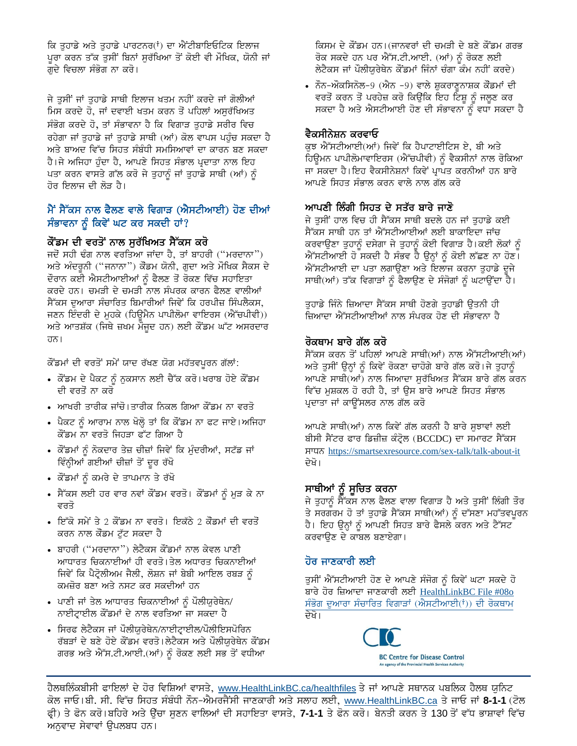ਕਿ ਤੁਹਾਡੇ ਅਤੇ ਤੁਹਾਡੇ ਪਾਰਟਨਰ(†) ਦਾ ਐਂਟੀਬਾਇਓਟਿਕ ਇਲਾਜ ਪੂਰਾ ਕਰਨ ਤੱਕ ਤੁਸੀਂ ਬਿਨਾਂ ਸੁਰੱਖਿਆ ਤੋਂ ਕੋਈ ਵੀ ਮੌਖਿਕ, ਯੋਨੀ ਜਾਂ ਗੁਦੇ ਵਿਚਲਾ ਸੰਭੋਗ ਨਾ ਕਰੋ।

ਜੇ ਤੁਸੀਂ ਜਾਂ ਤੁਹਾਡੇ ਸਾਥੀ ਇਲਾਜ ਖਤਮ ਨਹੀਂ ਕਰਦੇ ਜਾਂ ਗੋਲੀਆਂ ਮਿਸ ਕਰਦੇ ਹੋ, ਜਾਂ ਦਵਾਈ ਖਤਮ ਕਰਨ ਤੋਂ ਪਹਿਲਾਂ ਅਸੁਰੱਖਿਅਤ ਸੰਭੋਗ ਕਰਦੇ ਹੋ, ਤਾਂ ਸੰਭਾਵਨਾ ਹੈ ਕਿ ਵਿਗਾੜ ਤੁਹਾਡੇ ਸਰੀਰ ਵਿਚ ਰਹੇਗਾ ਜਾਂ ਤੁਹਾਡੇ ਜਾਂ ਤੁਹਾਡੇ ਸਾਥੀ (ਆਂ) ਕੋਲ ਵਾਪਸ ਪਹੁੰਚ ਸਕਦਾ ਹੈ ਅਤੇ ਬਾਅਦ ਵਿੱਚ ਸਿਹਤ ਸੰਬੰਧੀ ਸਮਸਿਆਵਾਂ ਦਾ ਕਾਰਨ ਬਣ ਸਕਦਾ ਹੈ।ਜੇ ਅਜਿਹਾ ਹੁੰਦਾ ਹੈ, ਆਪਣੇ ਸਿਹਤ ਸੰਭਾਲ ਪ੍ਰਦਾਤਾ ਨਾਲ ਇਹ ਪਤਾ ਕਰਨ ਵਾਸਤੇ ਗੱਲ ਕਰੋ ਜੇ ਤੁਹਾਨੂੰ ਜਾਂ ਤੁਹਾਡੇ ਸਾਥੀ (ਆਂ) ਨੂੰ ਹੋਰ ਇਲਾਜ ਦੀ ਲੋੜ ਹੈ।

## ਮੈਂ ਸੈੱਕਸ ਨਾਲ ਫੈਲਣ ਵਾਲੇ ਵਿਗਾੜ (ਐਸਟੀਆਈ) ਹੋਣ ਦੀਆਂ ਸੰਭਾਵਨਾ ਨੂੰ ਕਿਵੇਂ ਘਟ ਕਰ ਸਕਦੀ ਹਾਂ?

### ਕੌਂਡਮ ਦੀ ਵਰਤੋਂ ਨਾਲ ਸੁਰੱਖਿਅਤ ਸੈੱਕਸ ਕਰੋ

ਜਦੋਂ ਸਹੀ ਢੰਗ ਨਾਲ ਵਰਤਿਆ ਜਾਂਦਾ ਹੈ, ਤਾਂ ਬਾਹਰੀ ("ਮਰਦਾਨਾ") ਅਤੇ ਅੰਦਰੂਨੀ ("ਜਨਾਨਾ") ਕੌਂਡਮ ਯੋਨੀ, ਗੁਦਾ ਅਤੇ ਮੌਖਿਕ ਸੈਕਸ ਦੇ ਦੌਰਾਨ ਕਈ ਐਸਟੀਆਈਆਂ ਨੂੰ ਫੈਲਣ ਤੋਂ ਰੋਕਣ ਵਿੱਚ ਸਹਾਇਤਾ ਕਰਦੇ ਹਨ। ਚਮੜੀ ਦੇ ਚਮੜੀ ਨਾਲ ਸੰਪਰਕ ਕਾਰਨ ਫੈਲਣ ਵਾਲੀਆਂ ਸੈੱਕਸ ਦੁਆਰਾ ਸੰਚਾਰਿਤ ਬਿਮਾਰੀਆਂ ਜਿਵੇਂ ਕਿ ਹਰਪੀਜ਼ ਸਿੰਪਲੈਕਸ, ਜਣਨ ਇੰਦਰੀ ਦੇ ਮੁਹਕੇ (ਹਿਊਮੈਨ ਪਾਪੀਲੋਮਾ ਵਾਇਰਸ (ਐੱਚਪੀਵੀ)) ਅਤੇ ਆਤਸ਼ੱਕ (ਜਿਥੇ ਜ਼ਖਮ ਮੌਜੂਦ ਹਨ) ਲਈ ਕੌਂਡਮ ਘੱਟ ਅਸਰਦਾਰ ਹਨ।

ਕੌਂਡਮਾਂ ਦੀ ਵਰਤੋਂ ਸਮੇਂ ਯਾਦ ਰੱਖਣ ਯੋਗ ਮਹੱਤਵਪੂਰਨ ਗੱਲਾਂ:

- ਕੌਂਡਮ ਦੇ ਪੈਕਟ ਨੂੰ ਨੁਕਸਾਨ ਲਈ ਚੈੱਕ ਕਰੋ।ਖਰਾਬ ਹੋਏ ਕੌਂਡਮ ਦੀ ਵਰਤੋਂ ਨਾ ਕਰੋ
- ਆਖਰੀ ਤਾਰੀਕ ਜਾਂਚੋ।ਤਾਰੀਕ ਨਿਕਲ ਗਿਆ ਕੌਂਡਮ ਨਾ ਵਰਤੋ
- ਪੈਕਟ ਨੂੰ ਆਰਾਮ ਨਾਲ ਖੋਲ੍ਹੋ ਤਾਂ ਕਿ ਕੌਂਡਮ ਨਾ ਫਟ ਜਾਏ।ਅਜਿਹਾ ਕੌਂਡਮ ਨਾ ਵਰਤੋ ਜਿਹੜਾ ਫੱਟ ਗਿਆ ਹੈ
- ਕੌਂਡਮਾਂ ਨੂੰ ਨੋਕਦਾਰ ਤੇਜ਼ ਚੀਜ਼ਾਂ ਜਿਵੇਂ ਕਿ ਮੁੰਦਰੀਆਂ, ਸਟੱਡ ਜਾਂ ਵਿੰਨ੍ਹੀਆਂ ਗਈਆਂ ਚੀਜ਼ਾਂ ਤੋਂ ਦੂਰ ਰੱਖੋ
- ਕੌਂਡਮਾਂ ਨੂੰ ਕਮਰੇ ਦੇ ਤਾਪਮਾਨ ਤੇ ਰੱਖੋ
- ਸੈੱਕਸ ਲਈ ਹਰ ਵਾਰ ਨਵਾਂ ਕੌਂਡਮ ਵਰਤੋ। ਕੌਂਡਮਾਂ ਨੂੰ ਮੁੜ ਕੇ ਨਾ ਵਰਤੋ
- ਇੱਕੋ ਸਮੇਂ ਤੇ 2 ਕੌਂਡਮ ਨਾ ਵਰਤੋ। ਇਕੱਠੇ 2 ਕੌਂਡਮਾਂ ਦੀ ਵਰਤੋਂ ਕਰਨ ਨਾਲ ਕੌਂਡਮ ਟੁੱਟ ਸਕਦਾ ਹੈ
- ਬਾਹਰੀ ("ਮਰਦਾਨਾ") ਲੇਟੈਕਸ ਕੌਂਡਮਾਂ ਨਾਲ ਕੇਵਲ ਪਾਣੀ ਆਧਾਰਤ ਚਿਕਨਾਈਆਂ ਹੀ ਵਰਤੋ।ਤੇਲ ਅਧਾਰਤ ਚਿਕਨਾਈਆਂ ਜਿਵੇਂ ਕਿ ਪੈਟ੍ਰੋਲੀਅਮ ਜੈਲੀ, ਲੋਸ਼ਨ ਜਾਂ ਬੇਬੀ ਆਇਲ ਰਬੜ ਨੂੰ ਕਮਜ਼ੋਰ ਬਣਾ ਅਤੇ ਨਸ਼ਟ ਕਰ ਸਕਦੀਆਂ ਹਨ
- ਪਾਣੀ ਜਾਂ ਤੇਲ ਆਧਾਰਤ ਚਿਕਨਾਈਆਂ ਨੂੰ ਪੌਲੀਯੁਰੇਥੇਨ/ਨਾਈਟ੍ਰਾਈਲ ਕੌਂਡਮਾਂ ਦੇ ਨਾਲ ਵਰਤਿਆ ਜਾ ਸਕਦਾ ਹੈ
- ਸਿਰਫ ਲੇਟੈਕਸ ਜਾਂ ਪੌਲੀਯੁਰੇਥੇਨ/ਨਾਈਟ੍ਰਾਈਲ/ਪੌਲੀਇਸਪੋਰਿਨ ਰੱਬੜਾਂ ਦੇ ਬਣੇ ਹੋਏ ਕੌਂਡਮ ਵਰਤੋ।ਲੇਟੈਕਸ ਅਤੇ ਪੌਲੀਯੁਰੇਥੇਨ ਕੌਂਡਮ ਗਰਭ ਅਤੇ ਐੱਸ.ਟੀ.ਆਈ.(ਆਂ) ਨੂੰ ਰੋਕਣ ਲਈ ਸਭ ਤੋਂ ਵਧੀਆ ਕਿਸਮ ਦੇ ਕੌਂਡਮ ਹਨ।(ਜਾਨਵਰਾਂ ਦੀ ਚਮੜੀ ਦੇ ਬਣੇ ਕੌਂਡਮ ਗਰਭ ਰੋਕ ਸਕਦੇ ਹਨ ਪਰ ਐੱਸ.ਟੀ.ਆਈ. (ਆਂ) ਨੂੰ ਰੋਕਣ ਲਈ ਲੇਟੈਕਸ ਜਾਂ ਪੌਲੀਯੁਰੇਥੇਨ ਕੌਂਡਮ ਜਿੰਨਾਂ ਚੰਗਾ ਕੰਮ ਨਹੀਂ ਕਰਦੇ)
- ਨੌਨ-ਔਕਸਿਨੋਲ-9 (ਐਨ -9) ਵਾਲੇ ਸ਼ੁਕਰਾਣੂਨਾਸ਼ਕ ਕੌਂਡਮਾਂ ਦੀ ਵਰਤੋਂ ਕਰਨ ਤੋਂ ਪਰਹੇਜ਼ ਕਰੋ ਕਿਉਂਕਿ ਇਹ ਟਿਸ਼ੂ ਨੂੰ ਜਲੂਣ ਕਰ ਸਕਦਾ ਹੈ ਅਤੇ ਐਸਟੀਆਈ ਹੋਣ ਦੀ ਸੰਭਾਵਨਾ ਨੂੰ ਵਧਾ ਸਕਦਾ ਹੈ

### ਵੈਕਸੀਨੇਸ਼ਨ ਕਰਵਾਓ

ਕੁਝ ਐੱਸਟੀਆਈ(ਆਂ) ਜਿਵੇਂ ਕਿ ਹੈਪਾਟਾਈਟਿਸ ਏ, ਬੀ ਅਤੇ ਹਿਊਮਨ ਪਾਪੀਲੋਮਾਵਾਇਰਸ (ਐੱਚਪੀਵੀ) ਨੂੰ ਵੈਕਸੀਨਾਂ ਨਾਲ ਰੋਕਿਆ ਜਾ ਸਕਦਾ ਹੈ।ਇਹ ਵੈਕਸੀਨੇਸ਼ਨਾਂ ਕਿਵੇਂ ਪ੍ਰਾਪਤ ਕਰਨੀਆਂ ਹਨ ਬਾਰੇ ਆਪਣੇ ਸਿਹਤ ਸੰਭਾਲ ਕਰਨ ਵਾਲੇ ਨਾਲ ਗੱਲ ਕਰੋ

### ਆਪਣੀ ਲਿੰਗੀ ਸਿਹਤ ਦੇ ਸਤੱਰ ਬਾਰੇ ਜਾਣੋ

ਜੇ ਤੁਸੀਂ ਹਾਲ ਵਿਚ ਹੀ ਸੈੱਕਸ ਸਾਥੀ ਬਦਲੇ ਹਨ ਜਾਂ ਤੁਹਾਡੇ ਕਈ ਸੈੱਕਸ ਸਾਥੀ ਹਨ ਤਾਂ ਐੱਸਟੀਆਈਆਂ ਲਈ ਬਾਕਾਇਦਾ ਜਾਂਚ ਕਰਵਾਉਣਾ ਤੁਹਾਨੂੰ ਦਸੇਗਾ ਜੇ ਤੁਹਾਨੂੰ ਕੋਈ ਵਿਗਾੜ ਹੈ।ਕਈ ਲੋਕਾਂ ਨੂੰ ਐੱਸਟੀਆਈ ਹੋ ਸਕਦੀ ਹੈ ਸੰਭਵ ਹੈ ਉਨ੍ਹਾਂ ਨੂੰ ਕੋਈ ਲੱਛਣ ਨਾ ਹੋਣ। ਐੱਸਟੀਆਈ ਦਾ ਪਤਾ ਲਗਾਉਣਾ ਅਤੇ ਇਲਾਜ ਕਰਨਾ ਤੁਹਾਡੇ ਦੂਜੇ ਸਾਥੀ(ਆਂ) ਤੱਕ ਵਿਗਾੜਾਂ ਨੂੰ ਫੈਲਾਉਣ ਦੇ ਸੰਜੋਗਾਂ ਨੂੰ ਘਟਾਉਂਦਾ ਹੈ।

ਤੁਹਾਡੇ ਜਿੰਨੇ ਜ਼ਿਆਦਾ ਸੈੱਕਸ ਸਾਥੀ ਹੋਣਗੇ ਤੁਹਾਡੀ ਉਤਨੀ ਹੀ ਜ਼ਿਆਦਾ ਐੱਸਟੀਆਈਆਂ ਨਾਲ ਸੰਪਰਕ ਹੋਣ ਦੀ ਸੰਭਾਵਨਾ ਹੈ

### ਰੋਕਥਾਮ ਬਾਰੇ ਗੱਲ ਕਰੋ

ਸੈੱਕਸ ਕਰਨ ਤੋਂ ਪਹਿਲਾਂ ਆਪਣੇ ਸਾਥੀ(ਆਂ) ਨਾਲ ਐੱਸਟੀਆਈ(ਆਂ) ਅਤੇ ਤੁਸੀਂ ਉਨ੍ਹਾਂ ਨੂੰ ਕਿਵੇਂ ਰੋਕਣਾ ਚਾਹੋਗੇ ਬਾਰੇ ਗੱਲ ਕਰੋ।ਜੇ ਤੁਹਾਨੂੰ ਆਪਣੇ ਸਾਥੀ(ਆਂ) ਨਾਲ ਜ਼ਿਆਦਾ ਸੁਰੱਖਿਅਤ ਸੈੱਕਸ ਬਾਰੇ ਗੱਲ ਕਰਨ ਵਿੱਚ ਮੁਸ਼ਕਲ ਹੋ ਰਹੀ ਹੈ, ਤਾਂ ਉਸ ਬਾਰੇ ਆਪਣੇ ਸਿਹਤ ਸੰਭਾਲ ਪ੍ਰਦਾਤਾ ਜਾਂ ਕਾਊਂਸਲਰ ਨਾਲ ਗੱਲ ਕਰੋ

ਆਪਣੇ ਸਾਥੀ(ਆਂ) ਨਾਲ ਕਿਵੇਂ ਗੱਲ ਕਰਨੀ ਹੈ ਬਾਰੇ ਸੁਝਾਵਾਂ ਲਈ ਬੀਸੀ ਸੈਂਟਰ ਫਾਰ ਡਿਜ਼ੀਜ਼ ਕੰਟ੍ਰੋਲ (BCCDC) ਦਾ ਸਮਾਰਟ ਸੈੱਕਸ ਸਾਧਨ https://smartsexresource.com/sex-talk/talk-about-it ਦੇਖੋ।

### ਸਾਥੀਆਂ ਨੂੰ ਸੂਚਿਤ ਕਰਨਾ

ਜੇ ਤੁਹਾਨੂੰ ਸੈੱਕਸ ਨਾਲ ਫੈਲਣ ਵਾਲਾ ਵਿਗਾੜ ਹੈ ਅਤੇ ਤੁਸੀਂ ਲਿੰਗੀ ਤੌਰ ਤੇ ਸਰਗਰਮ ਹੋ ਤਾਂ ਤੁਹਾਡੇ ਸੈੱਕਸ ਸਾਥੀ(ਆਂ) ਨੂੰ ਦੱਸਣਾ ਮਹੱਤਵਪੂਰਨ ਹੈ। ਇਹ ਉਨ੍ਹਾਂ ਨੂੰ ਆਪਣੀ ਸਿਹਤ ਬਾਰੇ ਫੈਸਲੇ ਕਰਨ ਅਤੇ ਟੈੱਸਟ ਕਰਵਾਉਣ ਦੇ ਕਾਬਲ ਬਣਾਏਗਾ।

## ਹੋਰ ਜਾਣਕਾਰੀ ਲਈ

ਤੁਸੀਂ ਐੱਸਟੀਆਈ ਹੋਣ ਦੇ ਆਪਣੇ ਸੰਜੋਗ ਨੂੰ ਕਿਵੇਂ ਘਟਾ ਸਕਦੇ ਹੋ ਬਾਰੇ ਹੋਰ ਜ਼ਿਆਦਾ ਜਾਣਕਾਰੀ ਲਈ HealthLinkBC File #08o ਸੰਭੋਗ ਦੁਆਰਾ ਸੰਚਾਰਿਤ ਵਿਗਾੜਾਂ (ਐਸਟੀਆਈ(†)) ਦੀ ਰੋਕਥਾਮ ਦੇਖੋ।

BC Centre for Disease Control
An agency of the Provincial Health Services Authority

ਹੈਲਥਲਿੰਕਬੀਸੀ ਫਾਇਲਾਂ ਦੇ ਹੋਰ ਵਿਸ਼ਿਆਂ ਵਾਸਤੇ, www.HealthLinkBC.ca/healthfiles ਤੇ ਜਾਂ ਆਪਣੇ ਸਥਾਨਕ ਪਬਲਿਕ ਹੈਲਥ ਯੂਨਿਟ ਕੋਲ ਜਾਓ।ਬੀ. ਸੀ. ਵਿੱਚ ਸਿਹਤ ਸੰਬੰਧੀ ਨੌਨ-ਐਮਰਜੈਂਸੀ ਜਾਣਕਾਰੀ ਅਤੇ ਸਲਾਹ ਲਈ, www.HealthLinkBC.ca ਤੇ ਜਾਓ ਜਾਂ **8-1-1** (ਟੋਲ ਫ੍ਰੀ) ਤੇ ਫੋਨ ਕਰੋ।ਬਹਿਰੇ ਅਤੇ ਉੱਚਾ ਸੁਣਨ ਵਾਲਿਆਂ ਦੀ ਸਹਾਇਤਾ ਵਾਸਤੇ, **7-1-1** ਤੇ ਫੋਨ ਕਰੋ। ਬੇਨਤੀ ਕਰਨ ਤੇ 130 ਤੋਂ ਵੱਧ ਭਾਸ਼ਾਵਾਂ ਵਿੱਚ ਅਨੁਵਾਦ ਸੇਵਾਵਾਂ ਉਪਲਬਧ ਹਨ।